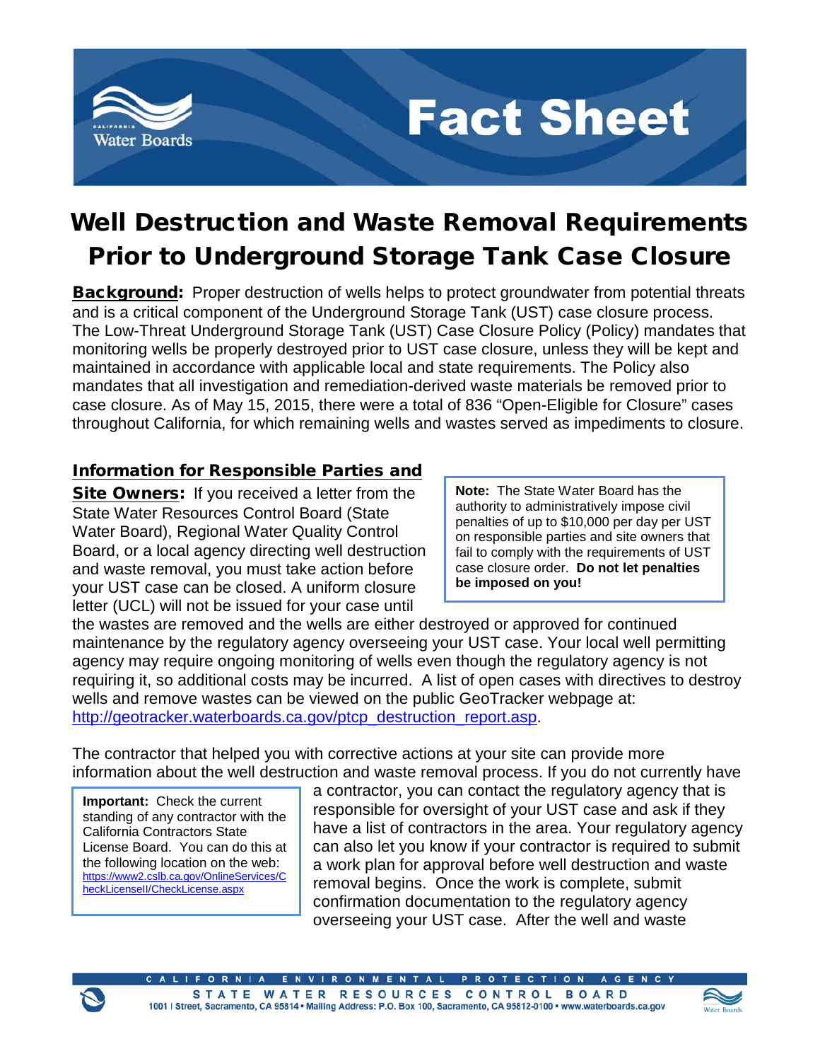# Fact Sheet

# Well Destruction and Waste Removal Requirements Prior to Underground Storage Tank Case Closure

**Background:** Proper destruction of wells helps to protect groundwater from potential threats and is a critical component of the Underground Storage Tank (UST) case closure process. The Low-Threat Underground Storage Tank (UST) Case Closure Policy (Policy) mandates that monitoring wells be properly destroyed prior to UST case closure, unless they will be kept and maintained in accordance with applicable local and state requirements. The Policy also mandates that all investigation and remediation-derived waste materials be removed prior to case closure. As of May 15, 2015, there were a total of 836 "Open-Eligible for Closure" cases throughout California, for which remaining wells and wastes served as impediments to closure.

**Information for Responsible Parties and Site Owners:** If you received a letter from the State Water Resources Control Board (State Water Board), Regional Water Quality Control Board, or a local agency directing well destruction and waste removal, you must take action before your UST case can be closed. A uniform closure letter (UCL) will not be issued for your case until the wastes are removed and the wells are either destroyed or approved for continued maintenance by the regulatory agency overseeing your UST case. Your local well permitting agency may require ongoing monitoring of wells even though the regulatory agency is not requiring it, so additional costs may be incurred. A list of open cases with directives to destroy wells and remove wastes can be viewed on the public GeoTracker webpage at: http://geotracker.waterboards.ca.gov/ptcp_destruction_report.asp.

> **Note:** The State Water Board has the authority to administratively impose civil penalties of up to $10,000 per day per UST on responsible parties and site owners that fail to comply with the requirements of UST case closure order. **Do not let penalties be imposed on you!**

The contractor that helped you with corrective actions at your site can provide more information about the well destruction and waste removal process. If you do not currently have a contractor, you can contact the regulatory agency that is responsible for oversight of your UST case and ask if they have a list of contractors in the area. Your regulatory agency can also let you know if your contractor is required to submit a work plan for approval before well destruction and waste removal begins. Once the work is complete, submit confirmation documentation to the regulatory agency overseeing your UST case. After the well and waste

> **Important:** Check the current standing of any contractor with the California Contractors State License Board. You can do this at the following location on the web: https://www2.cslb.ca.gov/OnlineServices/CheckLicenseII/CheckLicense.aspx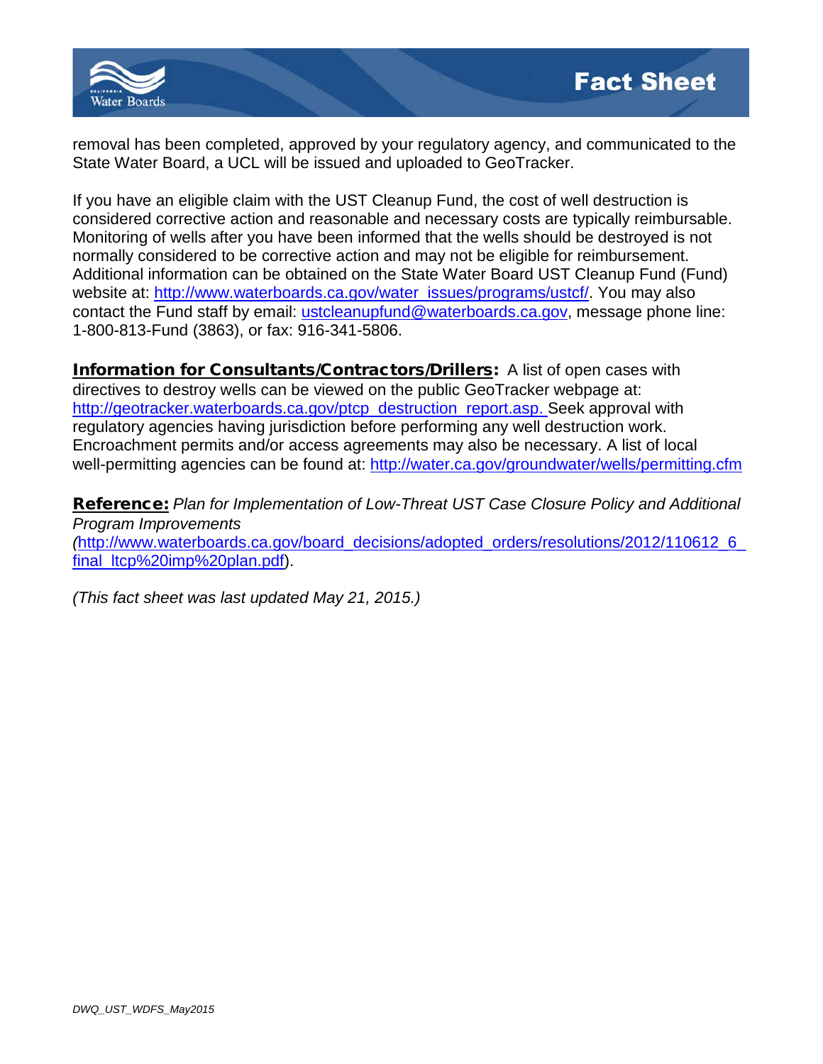removal has been completed, approved by your regulatory agency, and communicated to the State Water Board, a UCL will be issued and uploaded to GeoTracker.

If you have an eligible claim with the UST Cleanup Fund, the cost of well destruction is considered corrective action and reasonable and necessary costs are typically reimbursable. Monitoring of wells after you have been informed that the wells should be destroyed is not normally considered to be corrective action and may not be eligible for reimbursement. Additional information can be obtained on the State Water Board UST Cleanup Fund (Fund) website at: http://www.waterboards.ca.gov/water_issues/programs/ustcf/. You may also contact the Fund staff by email: ustcleanupfund@waterboards.ca.gov, message phone line: 1-800-813-Fund (3863), or fax: 916-341-5806.

**Information for Consultants/Contractors/Drillers:** A list of open cases with directives to destroy wells can be viewed on the public GeoTracker webpage at: http://geotracker.waterboards.ca.gov/ptcp_destruction_report.asp. Seek approval with regulatory agencies having jurisdiction before performing any well destruction work. Encroachment permits and/or access agreements may also be necessary. A list of local well-permitting agencies can be found at: http://water.ca.gov/groundwater/wells/permitting.cfm

**Reference:** *Plan for Implementation of Low-Threat UST Case Closure Policy and Additional Program Improvements* (http://www.waterboards.ca.gov/board_decisions/adopted_orders/resolutions/2012/110612_6_final_ltcp%20imp%20plan.pdf).

*(This fact sheet was last updated May 21, 2015.)*